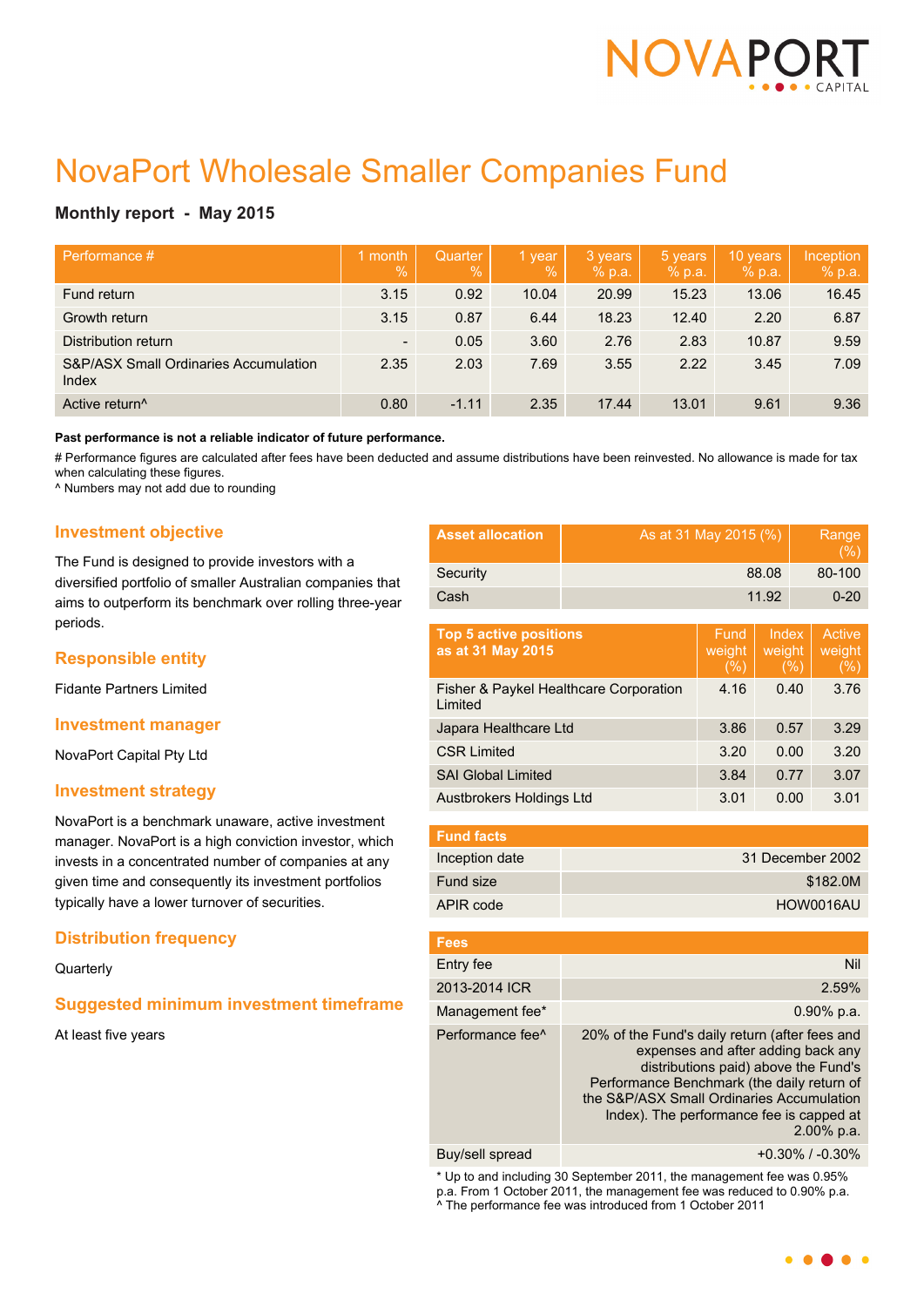# NovaPort Wholesale Smaller Companies Fund

**Monthly report - May 2015**

| Performance # | 1 month % | Quarter % | 1 year % | 3 years % p.a. | 5 years % p.a. | 10 years % p.a. | Inception % p.a. |
|---|---|---|---|---|---|---|---|
| Fund return | 3.15 | 0.92 | 10.04 | 20.99 | 15.23 | 13.06 | 16.45 |
| Growth return | 3.15 | 0.87 | 6.44 | 18.23 | 12.40 | 2.20 | 6.87 |
| Distribution return | - | 0.05 | 3.60 | 2.76 | 2.83 | 10.87 | 9.59 |
| S&P/ASX Small Ordinaries Accumulation Index | 2.35 | 2.03 | 7.69 | 3.55 | 2.22 | 3.45 | 7.09 |
| Active return^ | 0.80 | -1.11 | 2.35 | 17.44 | 13.01 | 9.61 | 9.36 |

**Past performance is not a reliable indicator of future performance.**

# Performance figures are calculated after fees have been deducted and assume distributions have been reinvested. No allowance is made for tax when calculating these figures.

^ Numbers may not add due to rounding

## Investment objective

The Fund is designed to provide investors with a diversified portfolio of smaller Australian companies that aims to outperform its benchmark over rolling three-year periods.

## Responsible entity

Fidante Partners Limited

## Investment manager

NovaPort Capital Pty Ltd

## Investment strategy

NovaPort is a benchmark unaware, active investment manager. NovaPort is a high conviction investor, which invests in a concentrated number of companies at any given time and consequently its investment portfolios typically have a lower turnover of securities.

## Distribution frequency

Quarterly

## Suggested minimum investment timeframe

At least five years

| Asset allocation | As at 31 May 2015 (%) | Range (%) |
|---|---|---|
| Security | 88.08 | 80-100 |
| Cash | 11.92 | 0-20 |

| Top 5 active positions as at 31 May 2015 | Fund weight (%) | Index weight (%) | Active weight (%) |
|---|---|---|---|
| Fisher & Paykel Healthcare Corporation Limited | 4.16 | 0.40 | 3.76 |
| Japara Healthcare Ltd | 3.86 | 0.57 | 3.29 |
| CSR Limited | 3.20 | 0.00 | 3.20 |
| SAI Global Limited | 3.84 | 0.77 | 3.07 |
| Austbrokers Holdings Ltd | 3.01 | 0.00 | 3.01 |

| Fund facts | |
|---|---|
| Inception date | 31 December 2002 |
| Fund size | $182.0M |
| APIR code | HOW0016AU |

| Fees | |
|---|---|
| Entry fee | Nil |
| 2013-2014 ICR | 2.59% |
| Management fee* | 0.90% p.a. |
| Performance fee^ | 20% of the Fund's daily return (after fees and expenses and after adding back any distributions paid) above the Fund's Performance Benchmark (the daily return of the S&P/ASX Small Ordinaries Accumulation Index). The performance fee is capped at 2.00% p.a. |
| Buy/sell spread | +0.30% / -0.30% |

* Up to and including 30 September 2011, the management fee was 0.95% p.a. From 1 October 2011, the management fee was reduced to 0.90% p.a.

^ The performance fee was introduced from 1 October 2011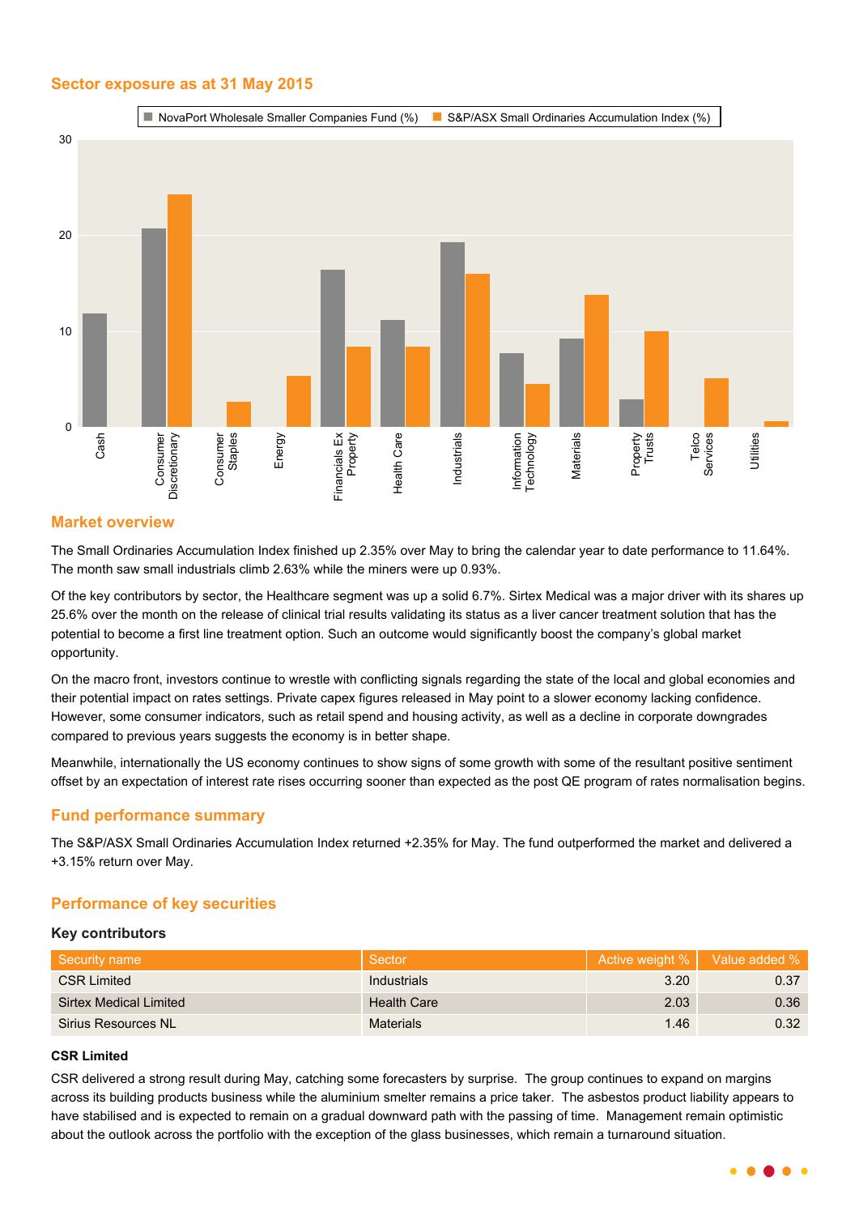## Sector exposure as at 31 May 2015

## Market overview

The Small Ordinaries Accumulation Index finished up 2.35% over May to bring the calendar year to date performance to 11.64%. The month saw small industrials climb 2.63% while the miners were up 0.93%.

Of the key contributors by sector, the Healthcare segment was up a solid 6.7%. Sirtex Medical was a major driver with its shares up 25.6% over the month on the release of clinical trial results validating its status as a liver cancer treatment solution that has the potential to become a first line treatment option. Such an outcome would significantly boost the company's global market opportunity.

On the macro front, investors continue to wrestle with conflicting signals regarding the state of the local and global economies and their potential impact on rates settings. Private capex figures released in May point to a slower economy lacking confidence. However, some consumer indicators, such as retail spend and housing activity, as well as a decline in corporate downgrades compared to previous years suggests the economy is in better shape.

Meanwhile, internationally the US economy continues to show signs of some growth with some of the resultant positive sentiment offset by an expectation of interest rate rises occurring sooner than expected as the post QE program of rates normalisation begins.

## Fund performance summary

The S&P/ASX Small Ordinaries Accumulation Index returned +2.35% for May. The fund outperformed the market and delivered a +3.15% return over May.

## Performance of key securities

### Key contributors

| Security name | Sector | Active weight % | Value added % |
|---|---|---|---|
| CSR Limited | Industrials | 3.20 | 0.37 |
| Sirtex Medical Limited | Health Care | 2.03 | 0.36 |
| Sirius Resources NL | Materials | 1.46 | 0.32 |

**CSR Limited**

CSR delivered a strong result during May, catching some forecasters by surprise. The group continues to expand on margins across its building products business while the aluminium smelter remains a price taker. The asbestos product liability appears to have stabilised and is expected to remain on a gradual downward path with the passing of time. Management remain optimistic about the outlook across the portfolio with the exception of the glass businesses, which remain a turnaround situation.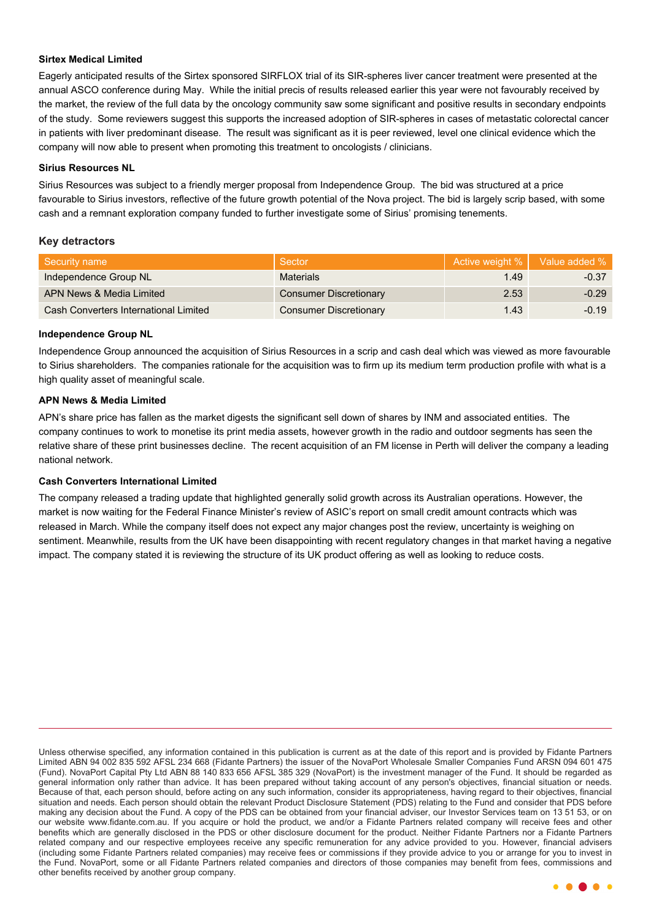**Sirtex Medical Limited**

Eagerly anticipated results of the Sirtex sponsored SIRFLOX trial of its SIR-spheres liver cancer treatment were presented at the annual ASCO conference during May. While the initial precis of results released earlier this year were not favourably received by the market, the review of the full data by the oncology community saw some significant and positive results in secondary endpoints of the study. Some reviewers suggest this supports the increased adoption of SIR-spheres in cases of metastatic colorectal cancer in patients with liver predominant disease. The result was significant as it is peer reviewed, level one clinical evidence which the company will now able to present when promoting this treatment to oncologists / clinicians.

**Sirius Resources NL**

Sirius Resources was subject to a friendly merger proposal from Independence Group. The bid was structured at a price favourable to Sirius investors, reflective of the future growth potential of the Nova project. The bid is largely scrip based, with some cash and a remnant exploration company funded to further investigate some of Sirius' promising tenements.

## Key detractors

| Security name | Sector | Active weight % | Value added % |
|---|---|---|---|
| Independence Group NL | Materials | 1.49 | -0.37 |
| APN News & Media Limited | Consumer Discretionary | 2.53 | -0.29 |
| Cash Converters International Limited | Consumer Discretionary | 1.43 | -0.19 |

**Independence Group NL**

Independence Group announced the acquisition of Sirius Resources in a scrip and cash deal which was viewed as more favourable to Sirius shareholders. The companies rationale for the acquisition was to firm up its medium term production profile with what is a high quality asset of meaningful scale.

**APN News & Media Limited**

APN's share price has fallen as the market digests the significant sell down of shares by INM and associated entities. The company continues to work to monetise its print media assets, however growth in the radio and outdoor segments has seen the relative share of these print businesses decline. The recent acquisition of an FM license in Perth will deliver the company a leading national network.

**Cash Converters International Limited**

The company released a trading update that highlighted generally solid growth across its Australian operations. However, the market is now waiting for the Federal Finance Minister's review of ASIC's report on small credit amount contracts which was released in March. While the company itself does not expect any major changes post the review, uncertainty is weighing on sentiment. Meanwhile, results from the UK have been disappointing with recent regulatory changes in that market having a negative impact. The company stated it is reviewing the structure of its UK product offering as well as looking to reduce costs.

---

Unless otherwise specified, any information contained in this publication is current as at the date of this report and is provided by Fidante Partners Limited ABN 94 002 835 592 AFSL 234 668 (Fidante Partners) the issuer of the NovaPort Wholesale Smaller Companies Fund ARSN 094 601 475 (Fund). NovaPort Capital Pty Ltd ABN 88 140 833 656 AFSL 385 329 (NovaPort) is the investment manager of the Fund. It should be regarded as general information only rather than advice. It has been prepared without taking account of any person's objectives, financial situation or needs. Because of that, each person should, before acting on any such information, consider its appropriateness, having regard to their objectives, financial situation and needs. Each person should obtain the relevant Product Disclosure Statement (PDS) relating to the Fund and consider that PDS before making any decision about the Fund. A copy of the PDS can be obtained from your financial adviser, our Investor Services team on 13 51 53, or on our website www.fidante.com.au. If you acquire or hold the product, we and/or a Fidante Partners related company will receive fees and other benefits which are generally disclosed in the PDS or other disclosure document for the product. Neither Fidante Partners nor a Fidante Partners related company and our respective employees receive any specific remuneration for any advice provided to you. However, financial advisers (including some Fidante Partners related companies) may receive fees or commissions if they provide advice to you or arrange for you to invest in the Fund. NovaPort, some or all Fidante Partners related companies and directors of those companies may benefit from fees, commissions and other benefits received by another group company.